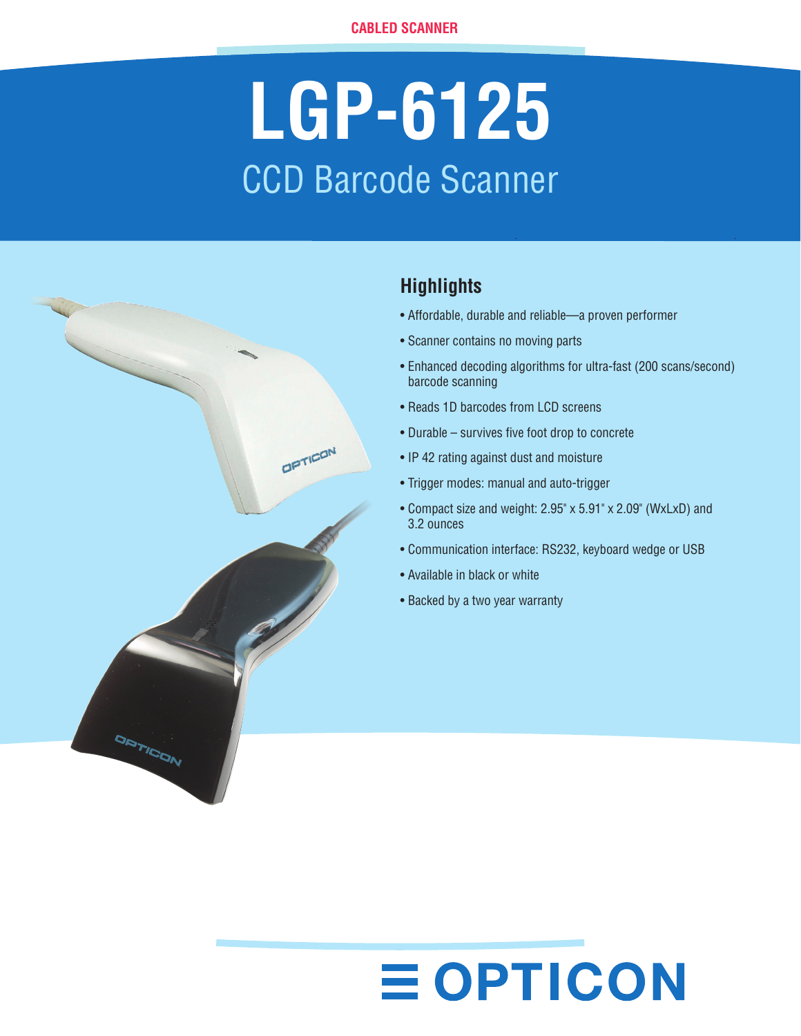CABLED SCANNER

# LGP-6125

## CCD Barcode Scanner

### Highlights

- Affordable, durable and reliable—a proven performer
- Scanner contains no moving parts
- Enhanced decoding algorithms for ultra-fast (200 scans/second) barcode scanning
- Reads 1D barcodes from LCD screens
- Durable – survives five foot drop to concrete
- IP 42 rating against dust and moisture
- Trigger modes: manual and auto-trigger
- Compact size and weight: 2.95" x 5.91" x 2.09" (WxLxD) and 3.2 ounces
- Communication interface: RS232, keyboard wedge or USB
- Available in black or white
- Backed by a two year warranty

OPTICON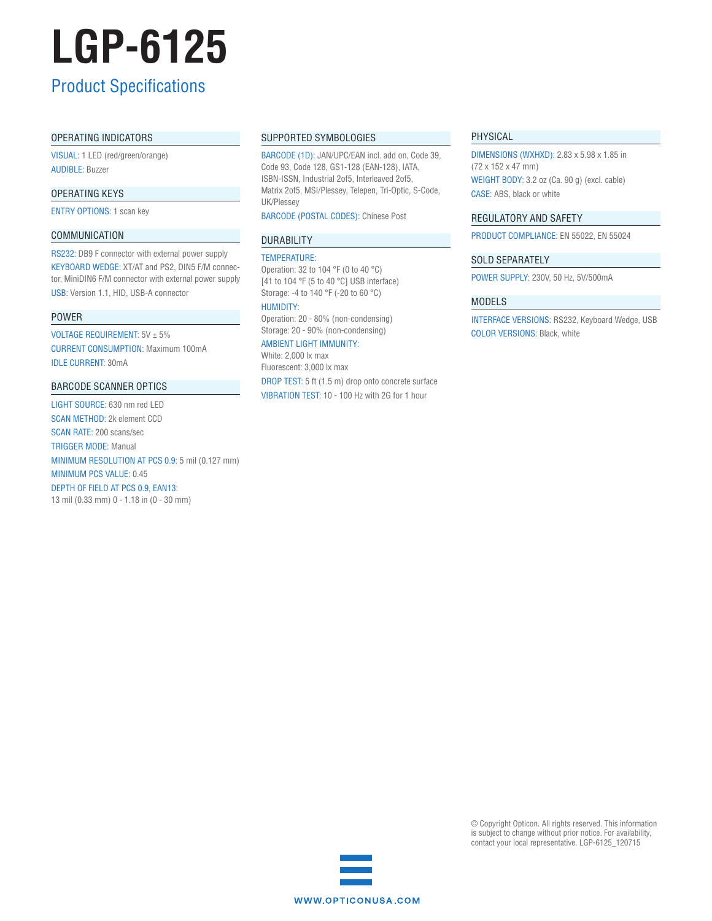# LGP-6125

## Product Specifications

### OPERATING INDICATORS

VISUAL: 1 LED (red/green/orange)

AUDIBLE: Buzzer

### OPERATING KEYS

ENTRY OPTIONS: 1 scan key

### COMMUNICATION

RS232: DB9 F connector with external power supply

KEYBOARD WEDGE: XT/AT and PS2, DIN5 F/M connector, MiniDIN6 F/M connector with external power supply

USB: Version 1.1, HID, USB-A connector

### POWER

VOLTAGE REQUIREMENT: 5V ± 5%

CURRENT CONSUMPTION: Maximum 100mA

IDLE CURRENT: 30mA

### BARCODE SCANNER OPTICS

LIGHT SOURCE: 630 nm red LED

SCAN METHOD: 2k element CCD

SCAN RATE: 200 scans/sec

TRIGGER MODE: Manual

MINIMUM RESOLUTION AT PCS 0.9: 5 mil (0.127 mm)

MINIMUM PCS VALUE: 0.45

DEPTH OF FIELD AT PCS 0.9, EAN13:
13 mil (0.33 mm) 0 - 1.18 in (0 - 30 mm)

### SUPPORTED SYMBOLOGIES

BARCODE (1D): JAN/UPC/EAN incl. add on, Code 39, Code 93, Code 128, GS1-128 (EAN-128), IATA, ISBN-ISSN, Industrial 2of5, Interleaved 2of5, Matrix 2of5, MSI/Plessey, Telepen, Tri-Optic, S-Code, UK/Plessey

BARCODE (POSTAL CODES): Chinese Post

### DURABILITY

TEMPERATURE:
Operation: 32 to 104 °F (0 to 40 °C)
[41 to 104 °F (5 to 40 °C] USB interface)
Storage: -4 to 140 °F (-20 to 60 °C)

HUMIDITY:
Operation: 20 - 80% (non-condensing)
Storage: 20 - 90% (non-condensing)

AMBIENT LIGHT IMMUNITY:
White: 2,000 lx max
Fluorescent: 3,000 lx max

DROP TEST: 5 ft (1.5 m) drop onto concrete surface

VIBRATION TEST: 10 - 100 Hz with 2G for 1 hour

### PHYSICAL

DIMENSIONS (WXHXD): 2.83 x 5.98 x 1.85 in (72 x 152 x 47 mm)

WEIGHT BODY: 3.2 oz (Ca. 90 g) (excl. cable)

CASE: ABS, black or white

### REGULATORY AND SAFETY

PRODUCT COMPLIANCE: EN 55022, EN 55024

### SOLD SEPARATELY

POWER SUPPLY: 230V, 50 Hz, 5V/500mA

### MODELS

INTERFACE VERSIONS: RS232, Keyboard Wedge, USB

COLOR VERSIONS: Black, white

© Copyright Opticon. All rights reserved. This information is subject to change without prior notice. For availability, contact your local representative. LGP-6125_120715

WWW.OPTICONUSA.COM